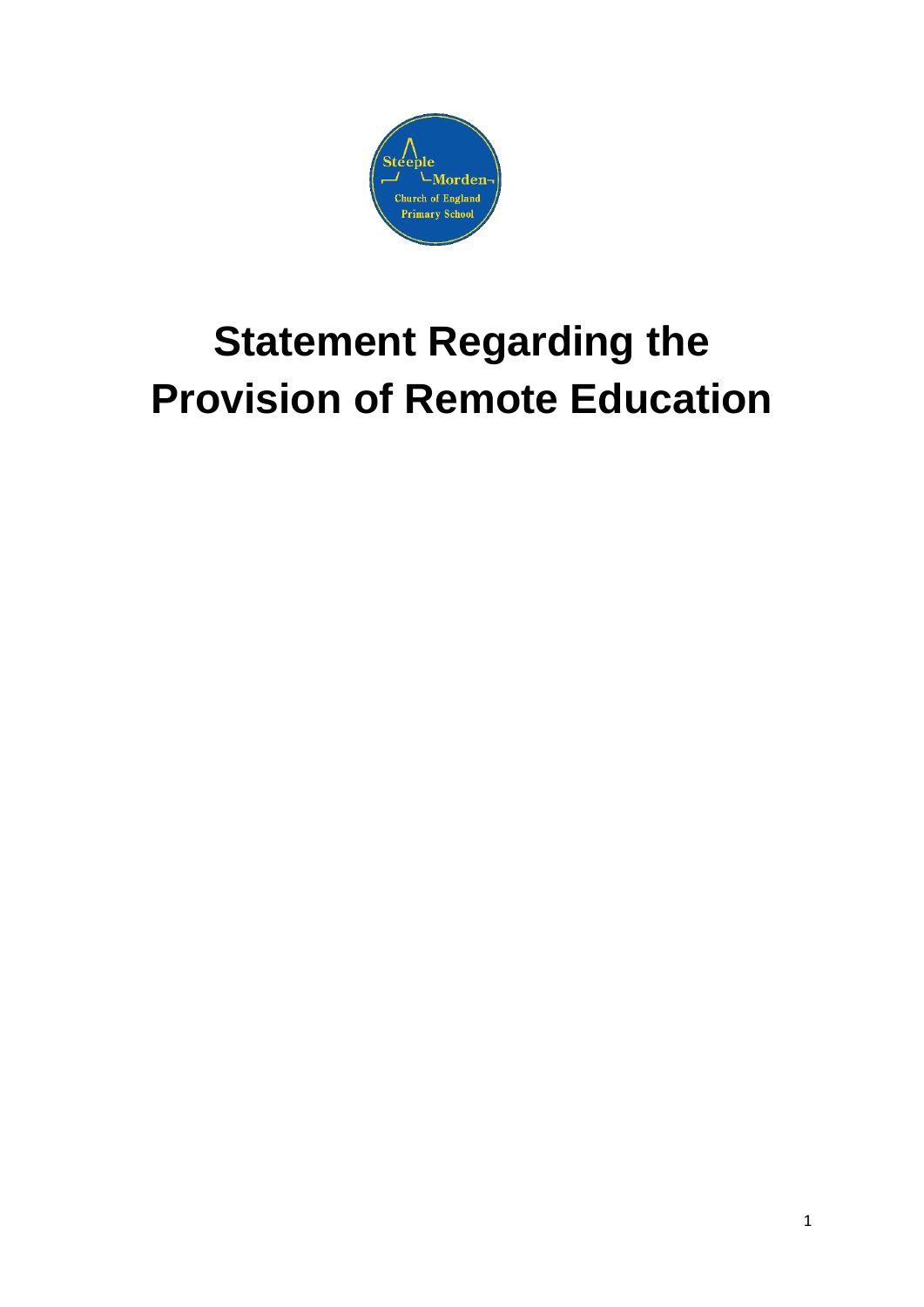# Statement Regarding the Provision of Remote Education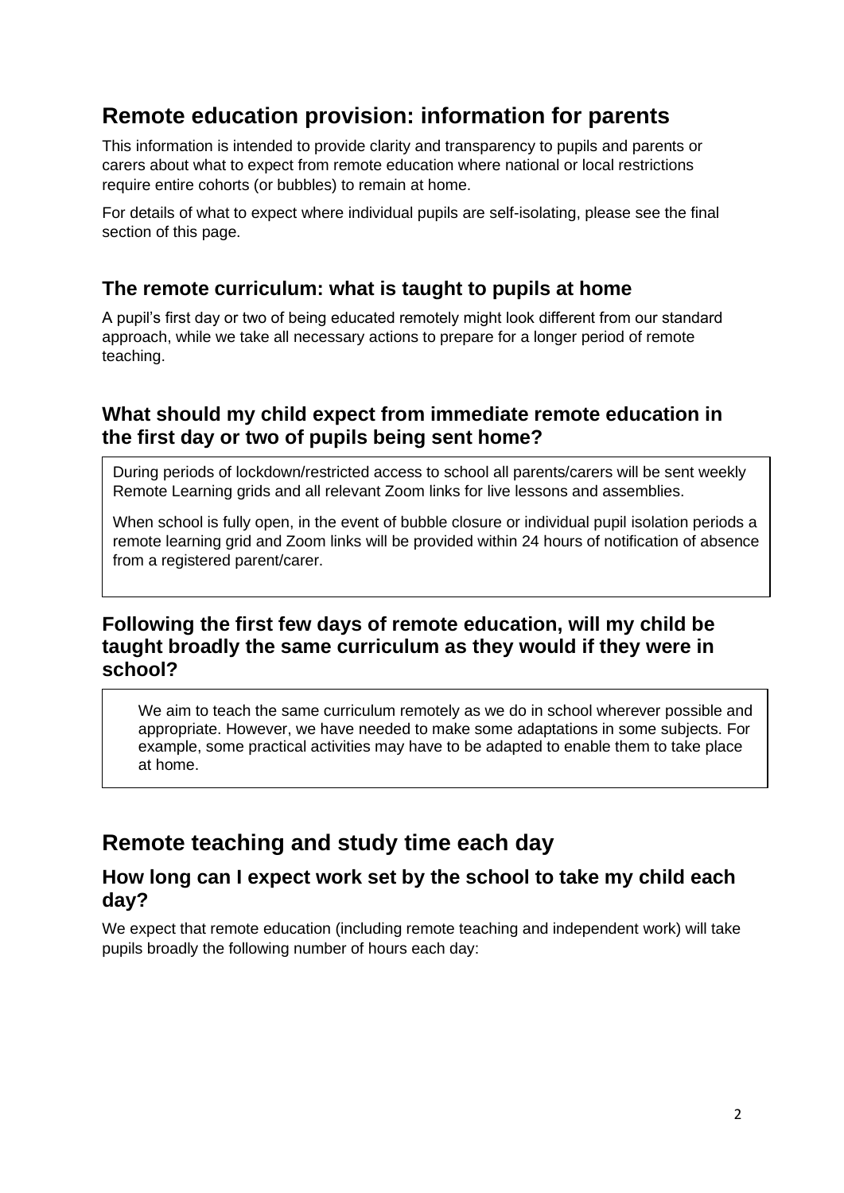## Remote education provision: information for parents

This information is intended to provide clarity and transparency to pupils and parents or carers about what to expect from remote education where national or local restrictions require entire cohorts (or bubbles) to remain at home.

For details of what to expect where individual pupils are self-isolating, please see the final section of this page.

### The remote curriculum: what is taught to pupils at home

A pupil's first day or two of being educated remotely might look different from our standard approach, while we take all necessary actions to prepare for a longer period of remote teaching.

### What should my child expect from immediate remote education in the first day or two of pupils being sent home?

During periods of lockdown/restricted access to school all parents/carers will be sent weekly Remote Learning grids and all relevant Zoom links for live lessons and assemblies.

When school is fully open, in the event of bubble closure or individual pupil isolation periods a remote learning grid and Zoom links will be provided within 24 hours of notification of absence from a registered parent/carer.

### Following the first few days of remote education, will my child be taught broadly the same curriculum as they would if they were in school?

We aim to teach the same curriculum remotely as we do in school wherever possible and appropriate. However, we have needed to make some adaptations in some subjects. For example, some practical activities may have to be adapted to enable them to take place at home.

## Remote teaching and study time each day

### How long can I expect work set by the school to take my child each day?

We expect that remote education (including remote teaching and independent work) will take pupils broadly the following number of hours each day: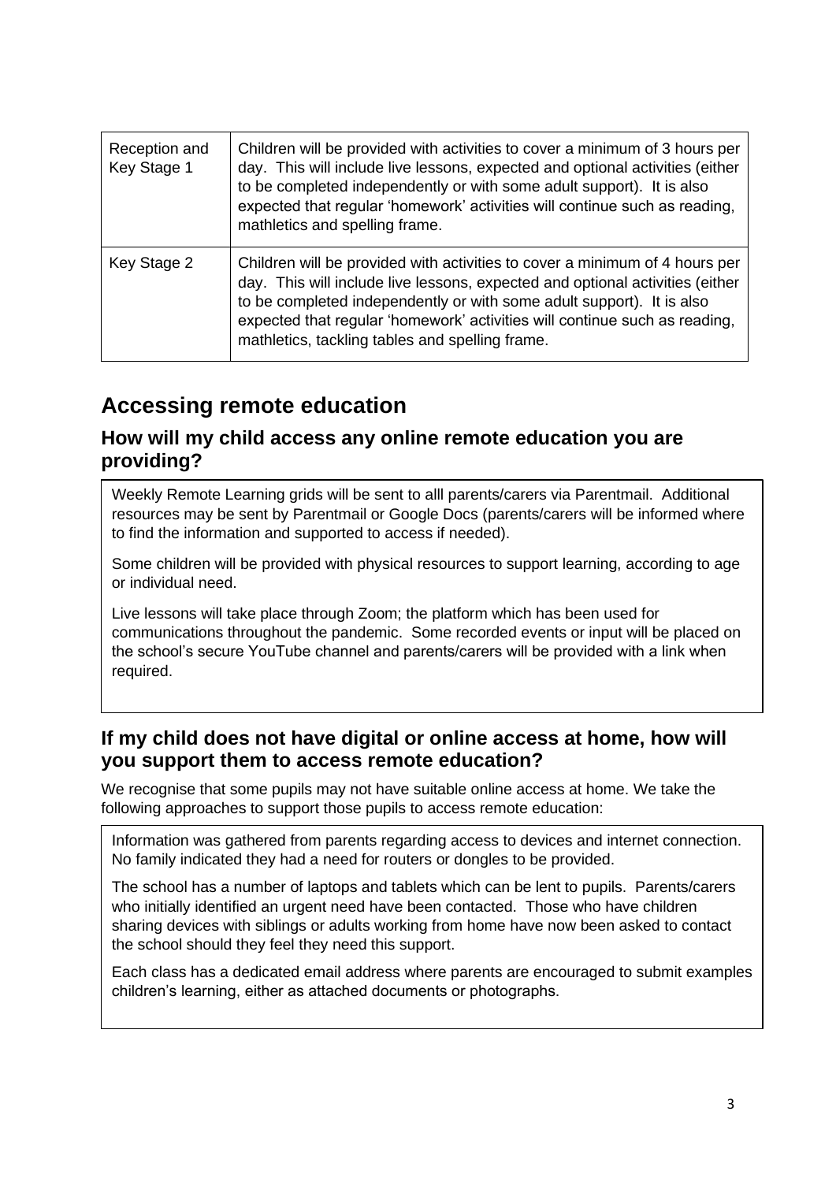| Reception and Key Stage 1 | Children will be provided with activities to cover a minimum of 3 hours per day. This will include live lessons, expected and optional activities (either to be completed independently or with some adult support). It is also expected that regular 'homework' activities will continue such as reading, mathletics and spelling frame. |
| --- | --- |
| Key Stage 2 | Children will be provided with activities to cover a minimum of 4 hours per day. This will include live lessons, expected and optional activities (either to be completed independently or with some adult support). It is also expected that regular 'homework' activities will continue such as reading, mathletics, tackling tables and spelling frame. |

# Accessing remote education

## How will my child access any online remote education you are providing?

Weekly Remote Learning grids will be sent to alll parents/carers via Parentmail. Additional resources may be sent by Parentmail or Google Docs (parents/carers will be informed where to find the information and supported to access if needed).

Some children will be provided with physical resources to support learning, according to age or individual need.

Live lessons will take place through Zoom; the platform which has been used for communications throughout the pandemic. Some recorded events or input will be placed on the school's secure YouTube channel and parents/carers will be provided with a link when required.

## If my child does not have digital or online access at home, how will you support them to access remote education?

We recognise that some pupils may not have suitable online access at home. We take the following approaches to support those pupils to access remote education:

Information was gathered from parents regarding access to devices and internet connection. No family indicated they had a need for routers or dongles to be provided.

The school has a number of laptops and tablets which can be lent to pupils. Parents/carers who initially identified an urgent need have been contacted. Those who have children sharing devices with siblings or adults working from home have now been asked to contact the school should they feel they need this support.

Each class has a dedicated email address where parents are encouraged to submit examples children's learning, either as attached documents or photographs.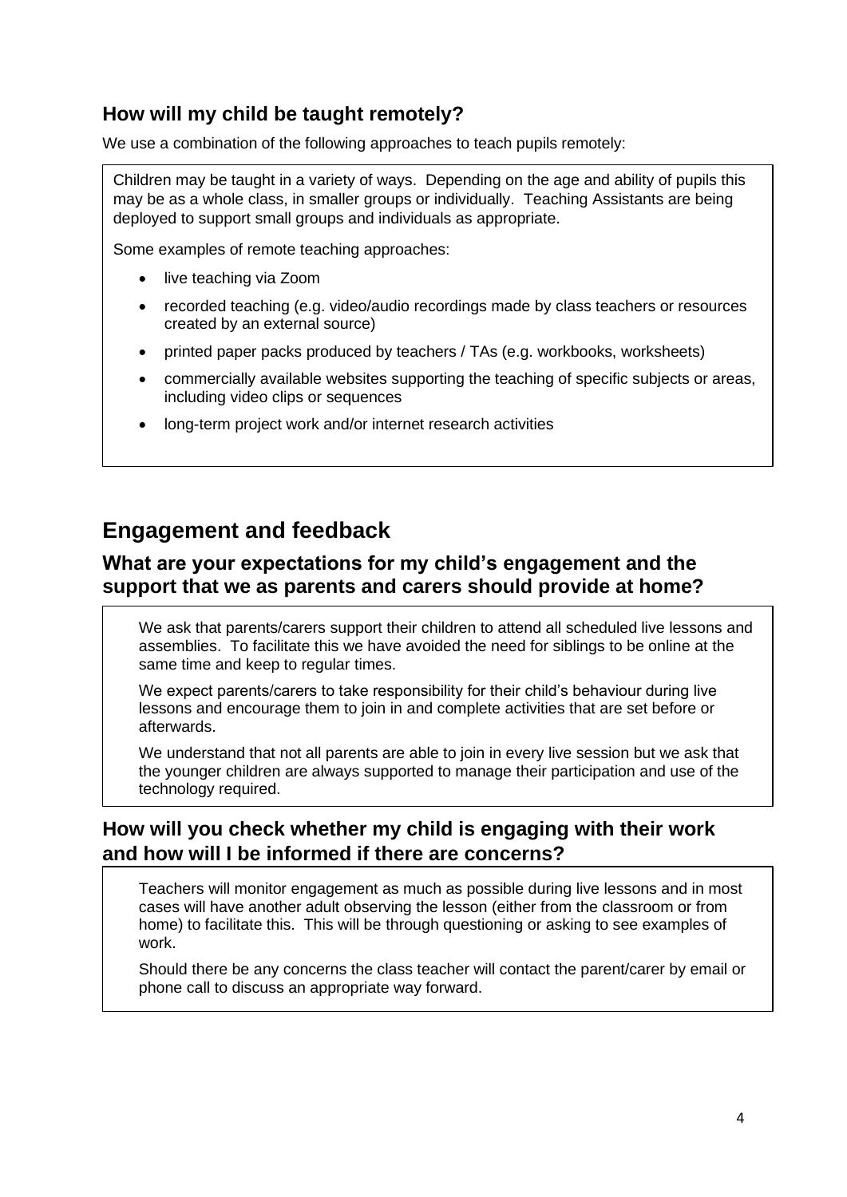### How will my child be taught remotely?

We use a combination of the following approaches to teach pupils remotely:

Children may be taught in a variety of ways. Depending on the age and ability of pupils this may be as a whole class, in smaller groups or individually. Teaching Assistants are being deployed to support small groups and individuals as appropriate.

Some examples of remote teaching approaches:

- live teaching via Zoom
- recorded teaching (e.g. video/audio recordings made by class teachers or resources created by an external source)
- printed paper packs produced by teachers / TAs (e.g. workbooks, worksheets)
- commercially available websites supporting the teaching of specific subjects or areas, including video clips or sequences
- long-term project work and/or internet research activities

## Engagement and feedback

### What are your expectations for my child's engagement and the support that we as parents and carers should provide at home?

We ask that parents/carers support their children to attend all scheduled live lessons and assemblies. To facilitate this we have avoided the need for siblings to be online at the same time and keep to regular times.

We expect parents/carers to take responsibility for their child's behaviour during live lessons and encourage them to join in and complete activities that are set before or afterwards.

We understand that not all parents are able to join in every live session but we ask that the younger children are always supported to manage their participation and use of the technology required.

### How will you check whether my child is engaging with their work and how will I be informed if there are concerns?

Teachers will monitor engagement as much as possible during live lessons and in most cases will have another adult observing the lesson (either from the classroom or from home) to facilitate this. This will be through questioning or asking to see examples of work.

Should there be any concerns the class teacher will contact the parent/carer by email or phone call to discuss an appropriate way forward.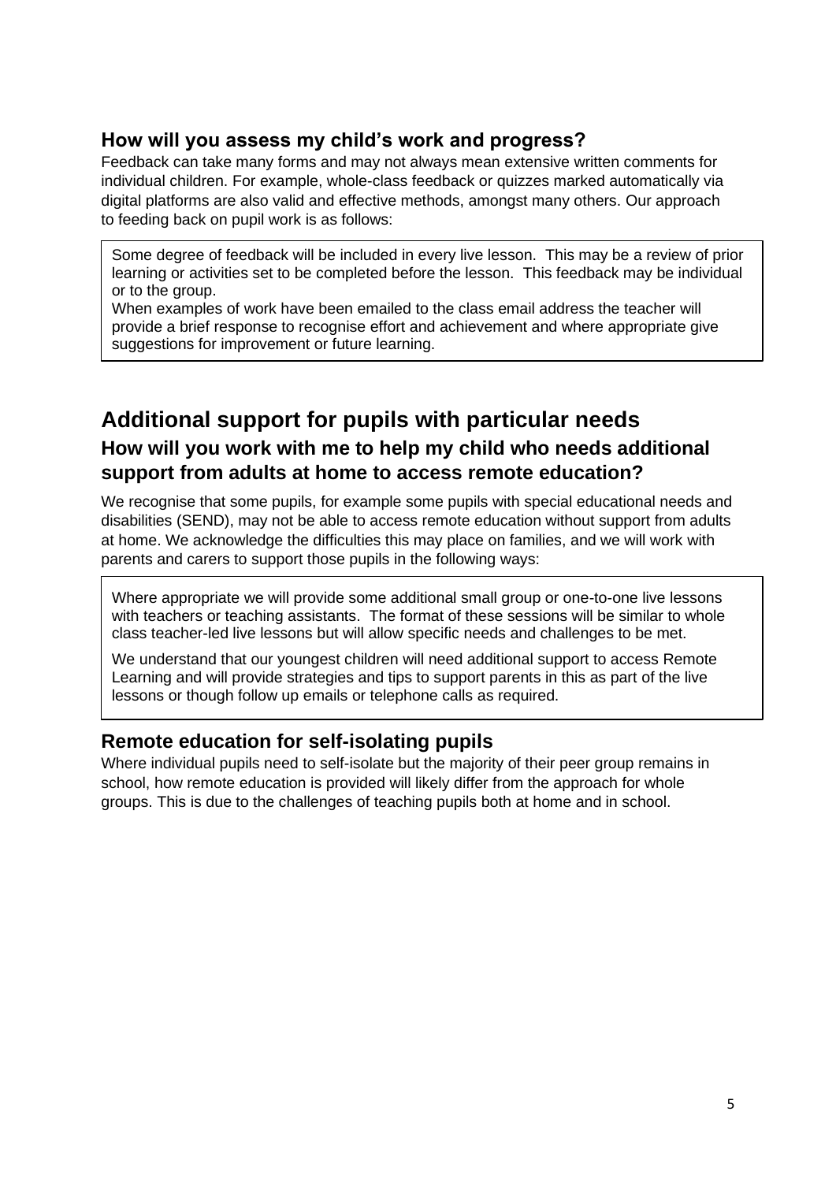### How will you assess my child's work and progress?

Feedback can take many forms and may not always mean extensive written comments for individual children. For example, whole-class feedback or quizzes marked automatically via digital platforms are also valid and effective methods, amongst many others. Our approach to feeding back on pupil work is as follows:

> Some degree of feedback will be included in every live lesson. This may be a review of prior learning or activities set to be completed before the lesson. This feedback may be individual or to the group.
> When examples of work have been emailed to the class email address the teacher will provide a brief response to recognise effort and achievement and where appropriate give suggestions for improvement or future learning.

## Additional support for pupils with particular needs

### How will you work with me to help my child who needs additional support from adults at home to access remote education?

We recognise that some pupils, for example some pupils with special educational needs and disabilities (SEND), may not be able to access remote education without support from adults at home. We acknowledge the difficulties this may place on families, and we will work with parents and carers to support those pupils in the following ways:

> Where appropriate we will provide some additional small group or one-to-one live lessons with teachers or teaching assistants. The format of these sessions will be similar to whole class teacher-led live lessons but will allow specific needs and challenges to be met.
>
> We understand that our youngest children will need additional support to access Remote Learning and will provide strategies and tips to support parents in this as part of the live lessons or though follow up emails or telephone calls as required.

### Remote education for self-isolating pupils

Where individual pupils need to self-isolate but the majority of their peer group remains in school, how remote education is provided will likely differ from the approach for whole groups. This is due to the challenges of teaching pupils both at home and in school.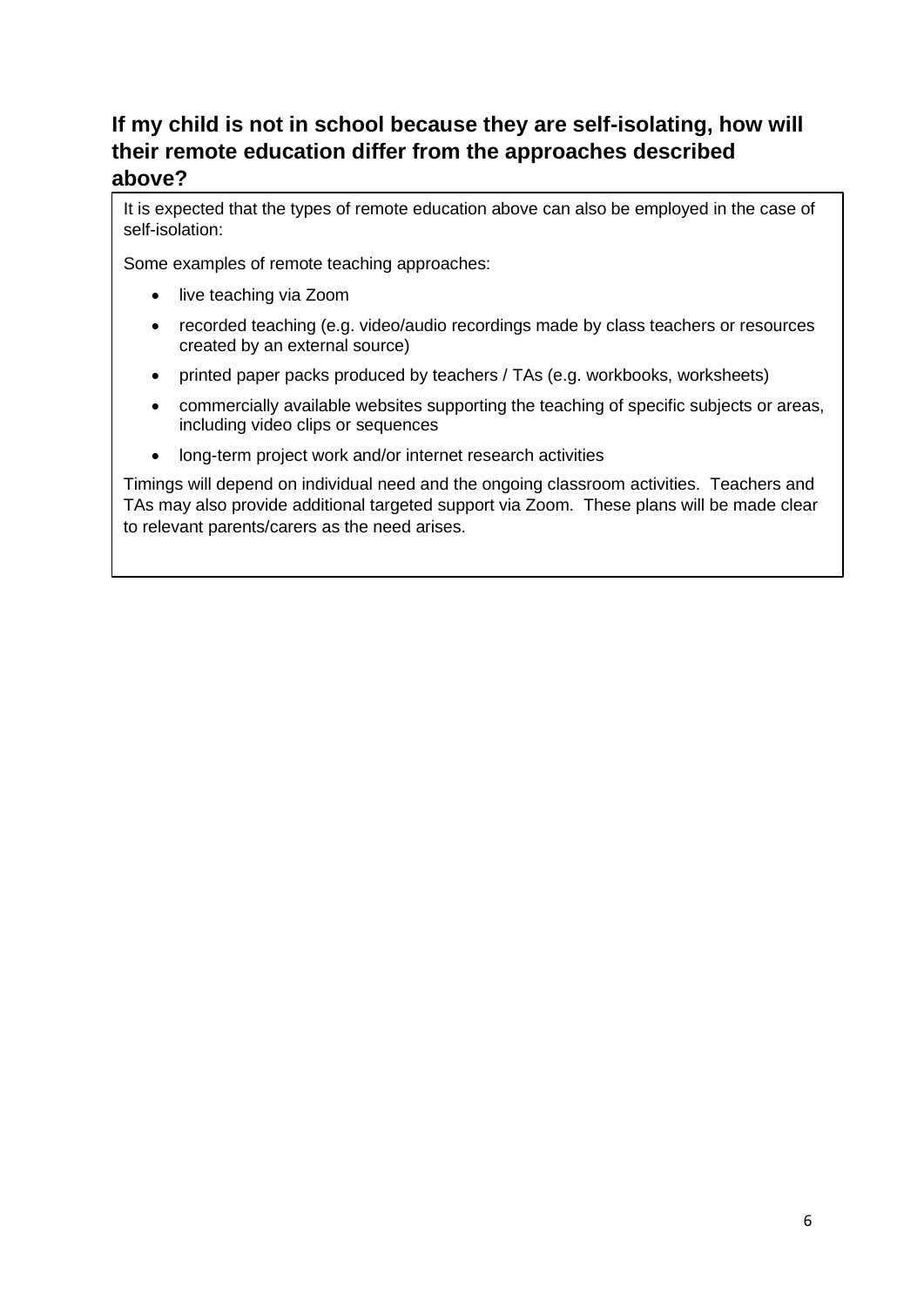## If my child is not in school because they are self-isolating, how will their remote education differ from the approaches described above?

It is expected that the types of remote education above can also be employed in the case of self-isolation:

Some examples of remote teaching approaches:

- live teaching via Zoom
- recorded teaching (e.g. video/audio recordings made by class teachers or resources created by an external source)
- printed paper packs produced by teachers / TAs (e.g. workbooks, worksheets)
- commercially available websites supporting the teaching of specific subjects or areas, including video clips or sequences
- long-term project work and/or internet research activities

Timings will depend on individual need and the ongoing classroom activities. Teachers and TAs may also provide additional targeted support via Zoom. These plans will be made clear to relevant parents/carers as the need arises.